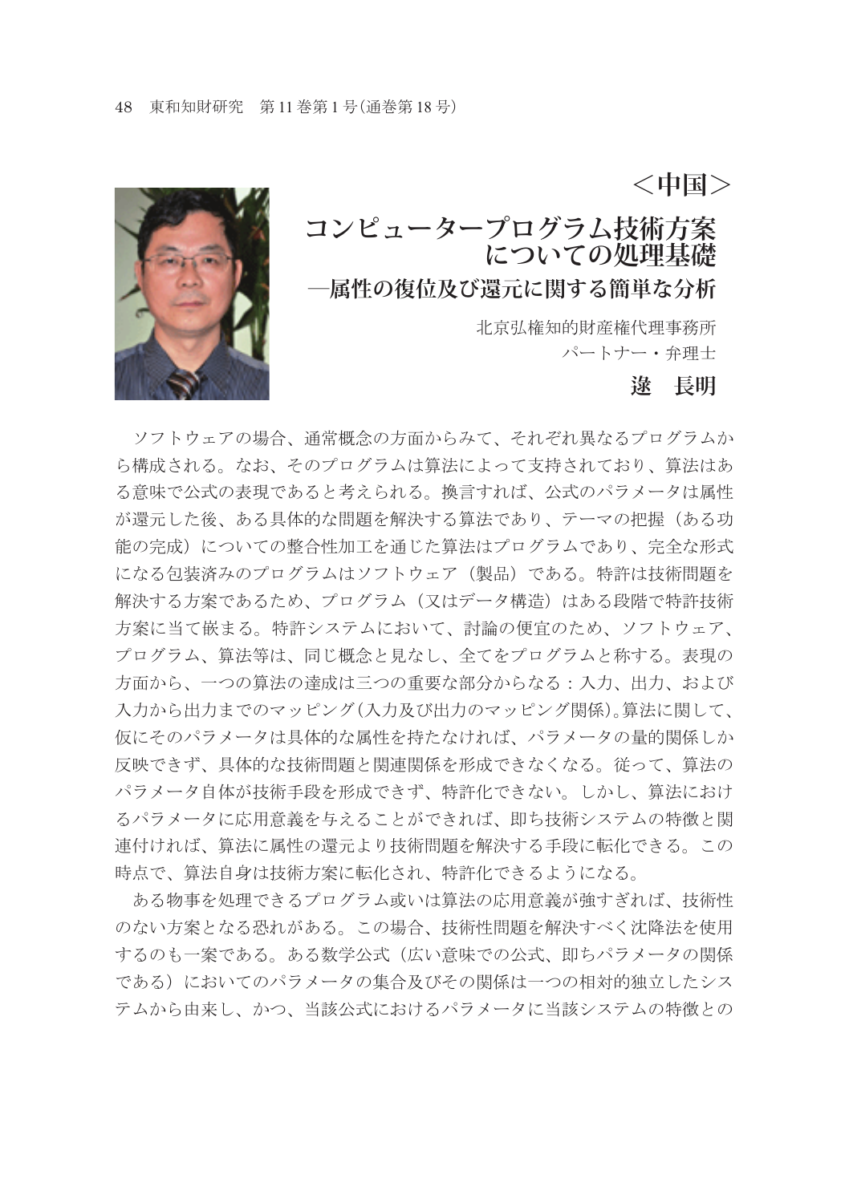＜中国＞

# コンピュータープログラム技術方案についての処理基礎

## ―属性の復位及び還元に関する簡単な分析

北京弘権知的財産権代理事務所
パートナー・弁理士

**逯　長明**

ソフトウェアの場合、通常概念の方面からみて、それぞれ異なるプログラムから構成される。なお、そのプログラムは算法によって支持されており、算法はある意味で公式の表現であると考えられる。換言すれば、公式のパラメータは属性が還元した後、ある具体的な問題を解決する算法であり、テーマの把握（ある功能の完成）についての整合性加工を通じた算法はプログラムであり、完全な形式になる包装済みのプログラムはソフトウェア（製品）である。特許は技術問題を解決する方案であるため、プログラム（又はデータ構造）はある段階で特許技術方案に当て嵌まる。特許システムにおいて、討論の便宜のため、ソフトウェア、プログラム、算法等は、同じ概念と見なし、全てをプログラムと称する。表現の方面から、一つの算法の達成は三つの重要な部分からなる：入力、出力、および入力から出力までのマッピング（入力及び出力のマッピング関係）。算法に関して、仮にそのパラメータは具体的な属性を持たなければ、パラメータの量的関係しか反映できず、具体的な技術問題と関連関係を形成できなくなる。従って、算法のパラメータ自体が技術手段を形成できず、特許化できない。しかし、算法におけるパラメータに応用意義を与えることができれば、即ち技術システムの特徴と関連付ければ、算法に属性の還元より技術問題を解決する手段に転化できる。この時点で、算法自身は技術方案に転化され、特許化できるようになる。

ある物事を処理できるプログラム或いは算法の応用意義が強すぎれば、技術性のない方案となる恐れがある。この場合、技術性問題を解決すべく沈降法を使用するのも一案である。ある数学公式（広い意味での公式、即ちパラメータの関係である）においてのパラメータの集合及びその関係は一つの相対的独立したシステムから由来し、かつ、当該公式におけるパラメータに当該システムの特徴との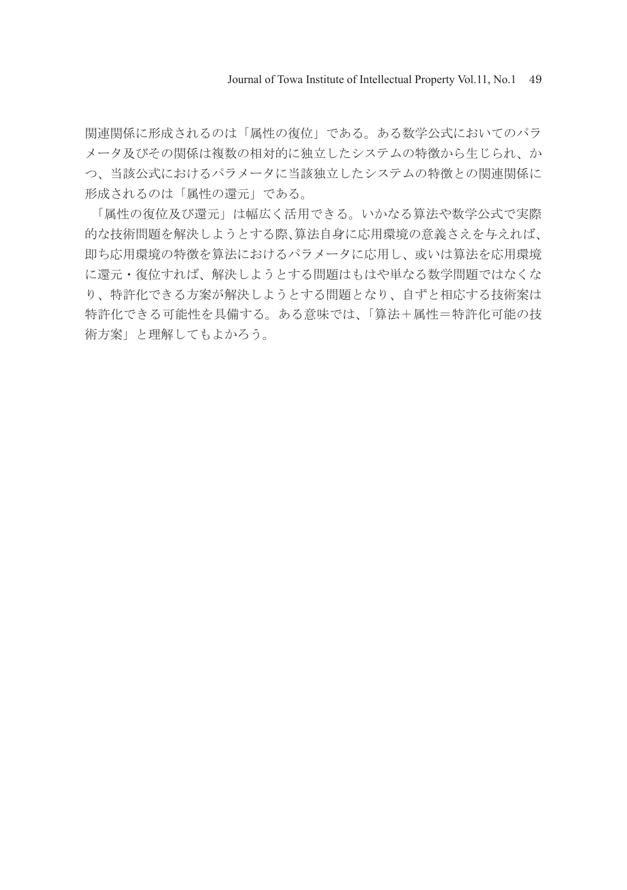関連関係に形成されるのは「属性の復位」である。ある数学公式においてのパラメータ及びその関係は複数の相対的に独立したシステムの特徴から生じられ、かつ、当該公式におけるパラメータに当該独立したシステムの特徴との関連関係に形成されるのは「属性の還元」である。

「属性の復位及び還元」は幅広く活用できる。いかなる算法や数学公式で実際的な技術問題を解決しようとする際､算法自身に応用環境の意義さえを与えれば、即ち応用環境の特徴を算法におけるパラメータに応用し、或いは算法を応用環境に還元・復位すれば、解決しようとする問題はもはや単なる数学問題ではなくなり、特許化できる方案が解決しようとする問題となり、自ずと相応する技術案は特許化できる可能性を具備する。ある意味では、「算法＋属性＝特許化可能の技術方案」と理解してもよかろう。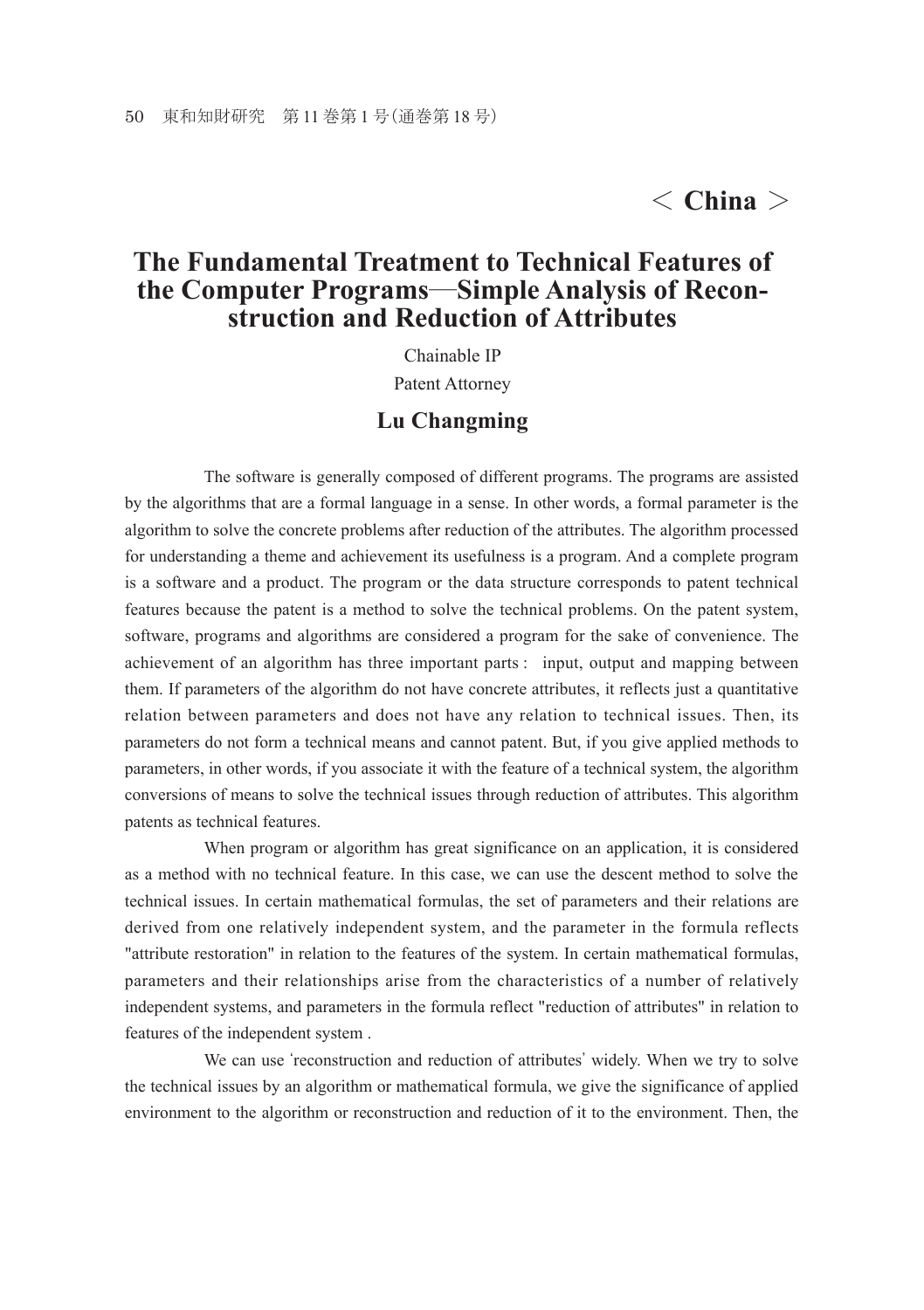## < China >

# The Fundamental Treatment to Technical Features of the Computer Programs—Simple Analysis of Reconstruction and Reduction of Attributes

Chainable IP

Patent Attorney

### Lu Changming

The software is generally composed of different programs. The programs are assisted by the algorithms that are a formal language in a sense. In other words, a formal parameter is the algorithm to solve the concrete problems after reduction of the attributes. The algorithm processed for understanding a theme and achievement its usefulness is a program. And a complete program is a software and a product. The program or the data structure corresponds to patent technical features because the patent is a method to solve the technical problems. On the patent system, software, programs and algorithms are considered a program for the sake of convenience. The achievement of an algorithm has three important parts : input, output and mapping between them. If parameters of the algorithm do not have concrete attributes, it reflects just a quantitative relation between parameters and does not have any relation to technical issues. Then, its parameters do not form a technical means and cannot patent. But, if you give applied methods to parameters, in other words, if you associate it with the feature of a technical system, the algorithm conversions of means to solve the technical issues through reduction of attributes. This algorithm patents as technical features.

When program or algorithm has great significance on an application, it is considered as a method with no technical feature. In this case, we can use the descent method to solve the technical issues. In certain mathematical formulas, the set of parameters and their relations are derived from one relatively independent system, and the parameter in the formula reflects "attribute restoration" in relation to the features of the system. In certain mathematical formulas, parameters and their relationships arise from the characteristics of a number of relatively independent systems, and parameters in the formula reflect "reduction of attributes" in relation to features of the independent system .

We can use 'reconstruction and reduction of attributes' widely. When we try to solve the technical issues by an algorithm or mathematical formula, we give the significance of applied environment to the algorithm or reconstruction and reduction of it to the environment. Then, the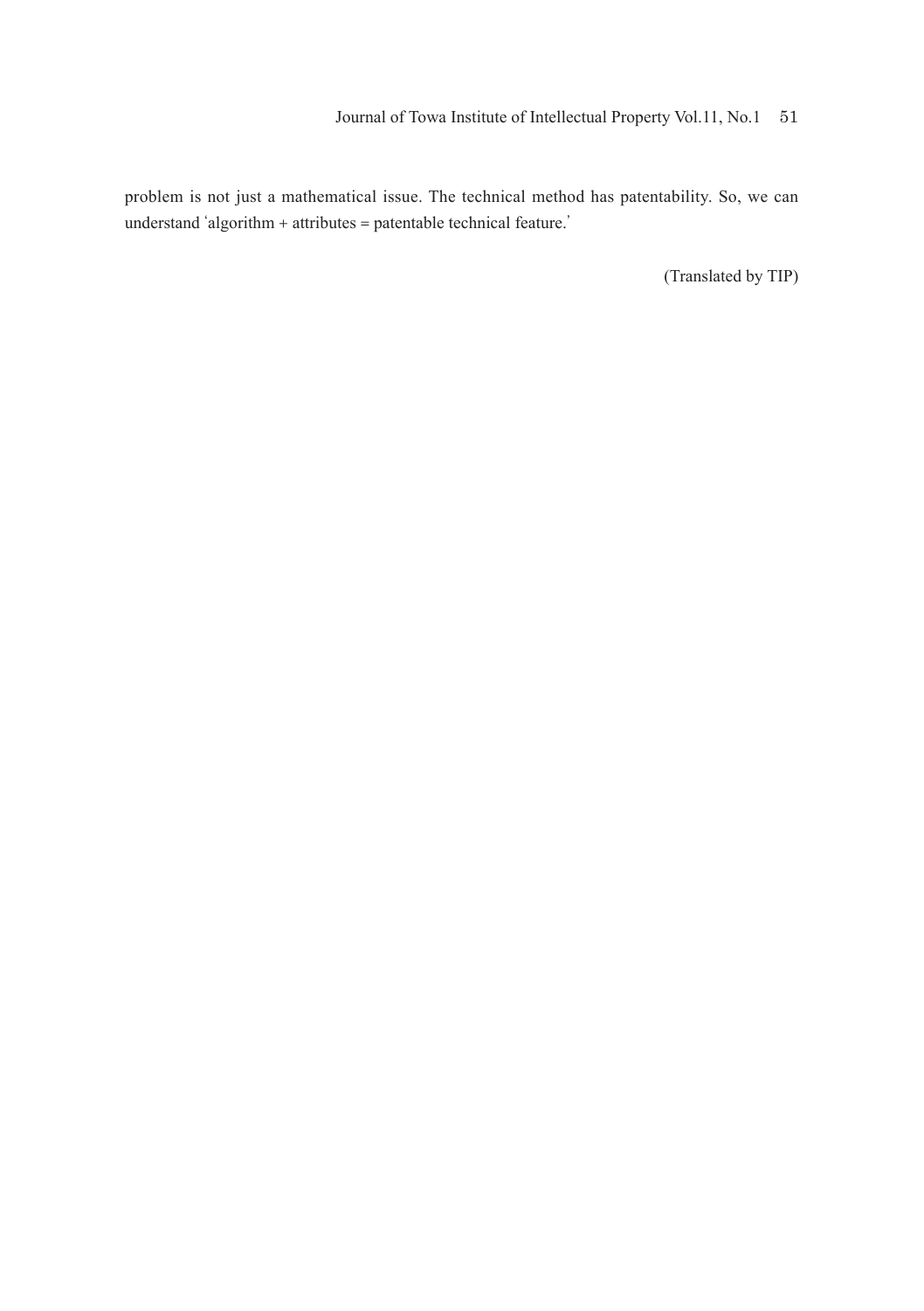problem is not just a mathematical issue. The technical method has patentability. So, we can understand ʻalgorithm + attributes = patentable technical feature.ʼ

(Translated by TIP)